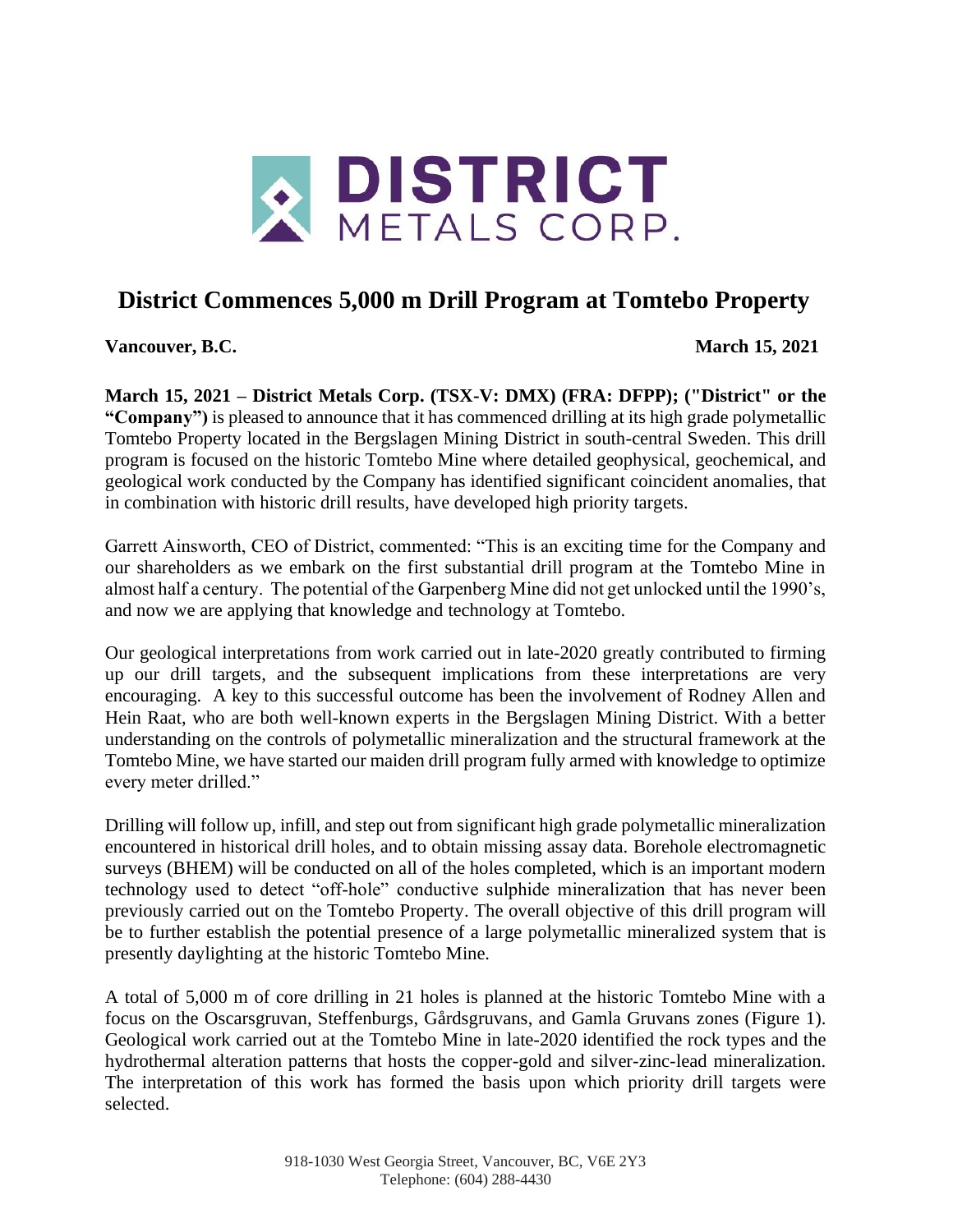# District Commences 5,000 m Drill Program at Tomtebo Property

**Vancouver, B.C.** **March 15, 2021**

**March 15, 2021 – District Metals Corp. (TSX-V: DMX) (FRA: DFPP); ("District" or the "Company")** is pleased to announce that it has commenced drilling at its high grade polymetallic Tomtebo Property located in the Bergslagen Mining District in south-central Sweden. This drill program is focused on the historic Tomtebo Mine where detailed geophysical, geochemical, and geological work conducted by the Company has identified significant coincident anomalies, that in combination with historic drill results, have developed high priority targets.

Garrett Ainsworth, CEO of District, commented: "This is an exciting time for the Company and our shareholders as we embark on the first substantial drill program at the Tomtebo Mine in almost half a century. The potential of the Garpenberg Mine did not get unlocked until the 1990's, and now we are applying that knowledge and technology at Tomtebo.

Our geological interpretations from work carried out in late-2020 greatly contributed to firming up our drill targets, and the subsequent implications from these interpretations are very encouraging. A key to this successful outcome has been the involvement of Rodney Allen and Hein Raat, who are both well-known experts in the Bergslagen Mining District. With a better understanding on the controls of polymetallic mineralization and the structural framework at the Tomtebo Mine, we have started our maiden drill program fully armed with knowledge to optimize every meter drilled."

Drilling will follow up, infill, and step out from significant high grade polymetallic mineralization encountered in historical drill holes, and to obtain missing assay data. Borehole electromagnetic surveys (BHEM) will be conducted on all of the holes completed, which is an important modern technology used to detect "off-hole" conductive sulphide mineralization that has never been previously carried out on the Tomtebo Property. The overall objective of this drill program will be to further establish the potential presence of a large polymetallic mineralized system that is presently daylighting at the historic Tomtebo Mine.

A total of 5,000 m of core drilling in 21 holes is planned at the historic Tomtebo Mine with a focus on the Oscarsgruvan, Steffenburgs, Gårdsgruvans, and Gamla Gruvans zones (Figure 1). Geological work carried out at the Tomtebo Mine in late-2020 identified the rock types and the hydrothermal alteration patterns that hosts the copper-gold and silver-zinc-lead mineralization. The interpretation of this work has formed the basis upon which priority drill targets were selected.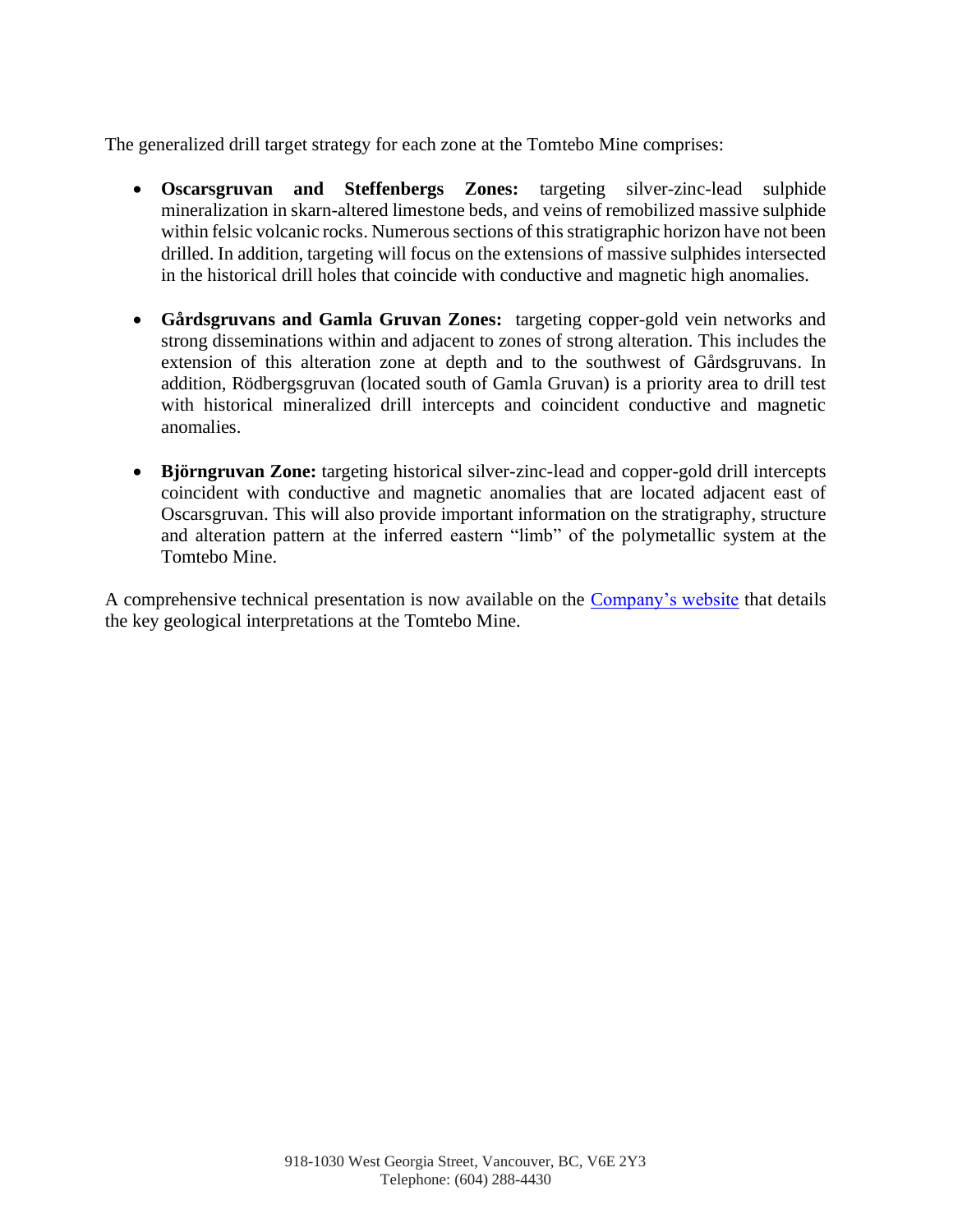The generalized drill target strategy for each zone at the Tomtebo Mine comprises:

- **Oscarsgruvan and Steffenbergs Zones:** targeting silver-zinc-lead sulphide mineralization in skarn-altered limestone beds, and veins of remobilized massive sulphide within felsic volcanic rocks. Numerous sections of this stratigraphic horizon have not been drilled. In addition, targeting will focus on the extensions of massive sulphides intersected in the historical drill holes that coincide with conductive and magnetic high anomalies.

- **Gårdsgruvans and Gamla Gruvan Zones:** targeting copper-gold vein networks and strong disseminations within and adjacent to zones of strong alteration. This includes the extension of this alteration zone at depth and to the southwest of Gårdsgruvans. In addition, Rödbergsgruvan (located south of Gamla Gruvan) is a priority area to drill test with historical mineralized drill intercepts and coincident conductive and magnetic anomalies.

- **Björngruvan Zone:** targeting historical silver-zinc-lead and copper-gold drill intercepts coincident with conductive and magnetic anomalies that are located adjacent east of Oscarsgruvan. This will also provide important information on the stratigraphy, structure and alteration pattern at the inferred eastern "limb" of the polymetallic system at the Tomtebo Mine.

A comprehensive technical presentation is now available on the Company's website that details the key geological interpretations at the Tomtebo Mine.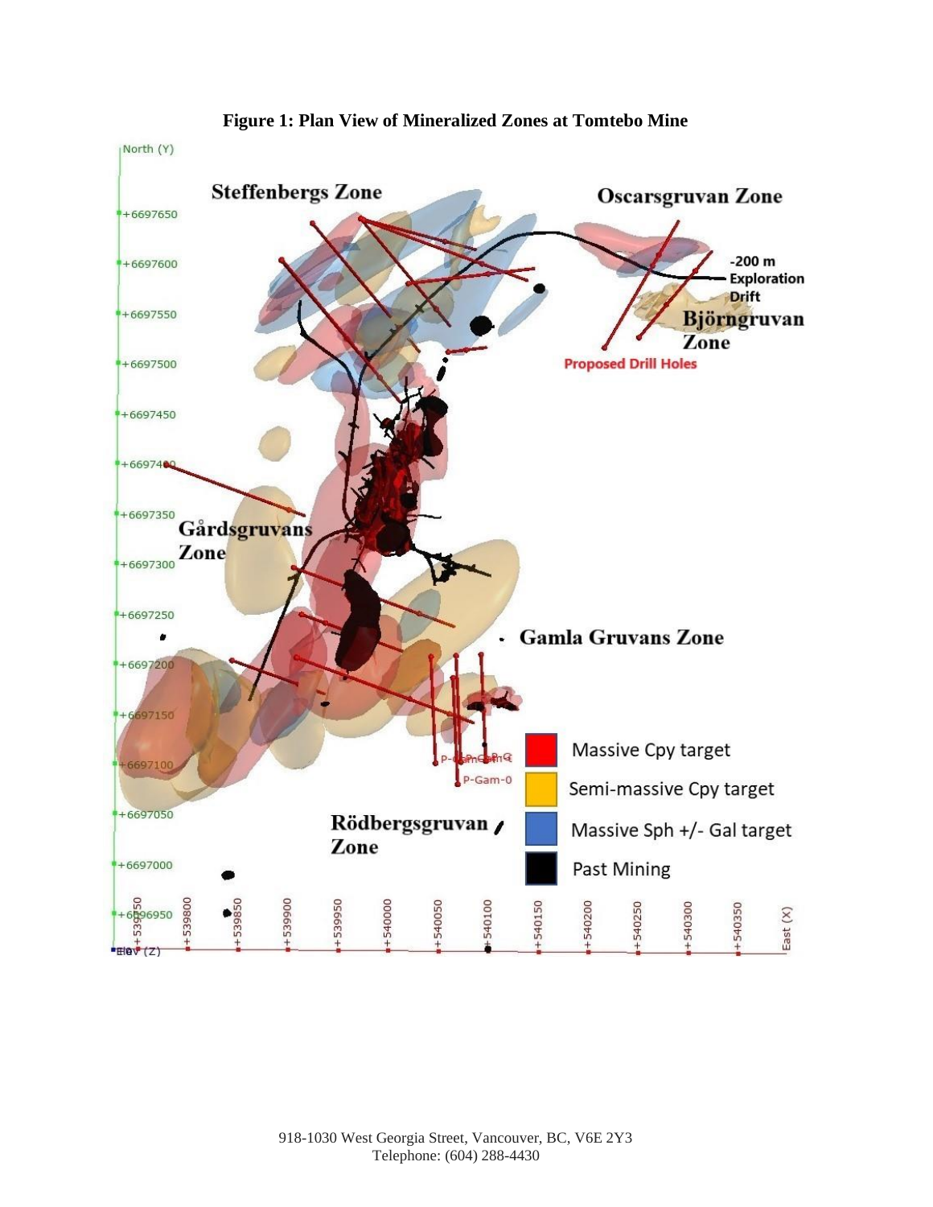**Figure 1: Plan View of Mineralized Zones at Tomtebo Mine**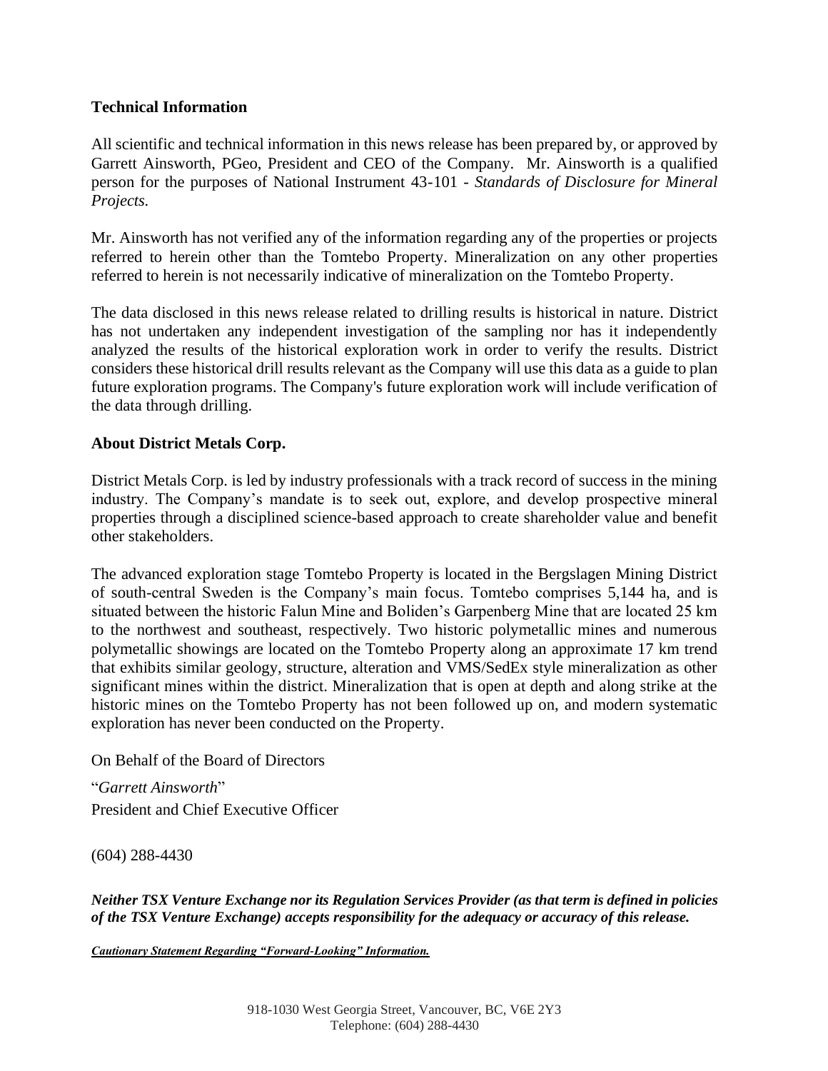## Technical Information

All scientific and technical information in this news release has been prepared by, or approved by Garrett Ainsworth, PGeo, President and CEO of the Company. Mr. Ainsworth is a qualified person for the purposes of National Instrument 43-101 - *Standards of Disclosure for Mineral Projects.*

Mr. Ainsworth has not verified any of the information regarding any of the properties or projects referred to herein other than the Tomtebo Property. Mineralization on any other properties referred to herein is not necessarily indicative of mineralization on the Tomtebo Property.

The data disclosed in this news release related to drilling results is historical in nature. District has not undertaken any independent investigation of the sampling nor has it independently analyzed the results of the historical exploration work in order to verify the results. District considers these historical drill results relevant as the Company will use this data as a guide to plan future exploration programs. The Company's future exploration work will include verification of the data through drilling.

## About District Metals Corp.

District Metals Corp. is led by industry professionals with a track record of success in the mining industry. The Company's mandate is to seek out, explore, and develop prospective mineral properties through a disciplined science-based approach to create shareholder value and benefit other stakeholders.

The advanced exploration stage Tomtebo Property is located in the Bergslagen Mining District of south-central Sweden is the Company's main focus. Tomtebo comprises 5,144 ha, and is situated between the historic Falun Mine and Boliden's Garpenberg Mine that are located 25 km to the northwest and southeast, respectively. Two historic polymetallic mines and numerous polymetallic showings are located on the Tomtebo Property along an approximate 17 km trend that exhibits similar geology, structure, alteration and VMS/SedEx style mineralization as other significant mines within the district. Mineralization that is open at depth and along strike at the historic mines on the Tomtebo Property has not been followed up on, and modern systematic exploration has never been conducted on the Property.

On Behalf of the Board of Directors

"*Garrett Ainsworth*"
President and Chief Executive Officer

(604) 288-4430

***Neither TSX Venture Exchange nor its Regulation Services Provider (as that term is defined in policies of the TSX Venture Exchange) accepts responsibility for the adequacy or accuracy of this release.***

***Cautionary Statement Regarding "Forward-Looking" Information.***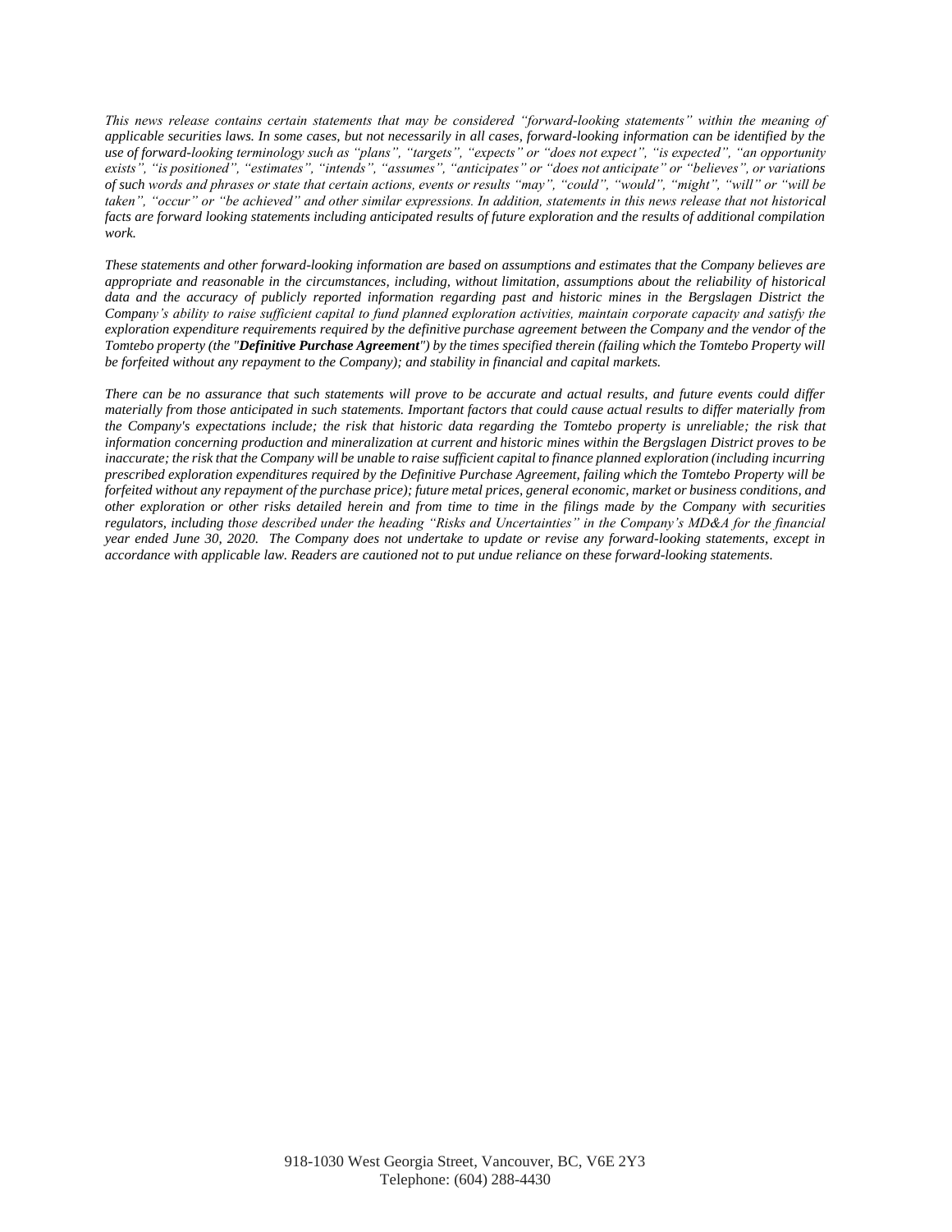*This news release contains certain statements that may be considered "forward-looking statements" within the meaning of applicable securities laws. In some cases, but not necessarily in all cases, forward-looking information can be identified by the use of forward-looking terminology such as "plans", "targets", "expects" or "does not expect", "is expected", "an opportunity exists", "is positioned", "estimates", "intends", "assumes", "anticipates" or "does not anticipate" or "believes", or variations of such words and phrases or state that certain actions, events or results "may", "could", "would", "might", "will" or "will be taken", "occur" or "be achieved" and other similar expressions. In addition, statements in this news release that not historical facts are forward looking statements including anticipated results of future exploration and the results of additional compilation work.*

*These statements and other forward-looking information are based on assumptions and estimates that the Company believes are appropriate and reasonable in the circumstances, including, without limitation, assumptions about the reliability of historical data and the accuracy of publicly reported information regarding past and historic mines in the Bergslagen District the Company's ability to raise sufficient capital to fund planned exploration activities, maintain corporate capacity and satisfy the exploration expenditure requirements required by the definitive purchase agreement between the Company and the vendor of the Tomtebo property (the "**Definitive Purchase Agreement**") by the times specified therein (failing which the Tomtebo Property will be forfeited without any repayment to the Company); and stability in financial and capital markets.*

*There can be no assurance that such statements will prove to be accurate and actual results, and future events could differ materially from those anticipated in such statements. Important factors that could cause actual results to differ materially from the Company's expectations include; the risk that historic data regarding the Tomtebo property is unreliable; the risk that information concerning production and mineralization at current and historic mines within the Bergslagen District proves to be inaccurate; the risk that the Company will be unable to raise sufficient capital to finance planned exploration (including incurring prescribed exploration expenditures required by the Definitive Purchase Agreement, failing which the Tomtebo Property will be forfeited without any repayment of the purchase price); future metal prices, general economic, market or business conditions, and other exploration or other risks detailed herein and from time to time in the filings made by the Company with securities regulators, including those described under the heading "Risks and Uncertainties" in the Company's MD&A for the financial year ended June 30, 2020. The Company does not undertake to update or revise any forward-looking statements, except in accordance with applicable law. Readers are cautioned not to put undue reliance on these forward-looking statements.*

918-1030 West Georgia Street, Vancouver, BC, V6E 2Y3
Telephone: (604) 288-4430